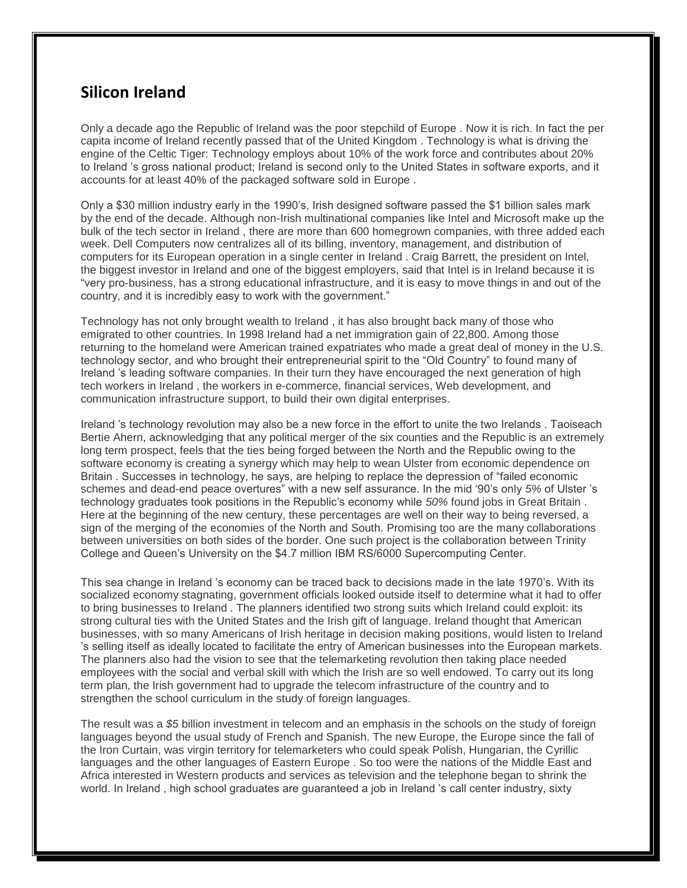## Silicon Ireland

Only a decade ago the Republic of Ireland was the poor stepchild of Europe . Now it is rich. In fact the per capita income of Ireland recently passed that of the United Kingdom . Technology is what is driving the engine of the Celtic Tiger: Technology employs about 10% of the work force and contributes about 20% to Ireland 's gross national product; Ireland is second only to the United States in software exports, and it accounts for at least 40% of the packaged software sold in Europe .

Only a $30 million industry early in the 1990's, Irish designed software passed the $1 billion sales mark by the end of the decade. Although non-Irish multinational companies like Intel and Microsoft make up the bulk of the tech sector in Ireland , there are more than 600 homegrown companies, with three added each week. Dell Computers now centralizes all of its billing, inventory, management, and distribution of computers for its European operation in a single center in Ireland . Craig Barrett, the president on Intel, the biggest investor in Ireland and one of the biggest employers, said that Intel is in Ireland because it is "very pro-business, has a strong educational infrastructure, and it is easy to move things in and out of the country, and it is incredibly easy to work with the government."

Technology has not only brought wealth to Ireland , it has also brought back many of those who emigrated to other countries. In 1998 Ireland had a net immigration gain of 22,800. Among those returning to the homeland were American trained expatriates who made a great deal of money in the U.S. technology sector, and who brought their entrepreneurial spirit to the "Old Country" to found many of Ireland 's leading software companies. In their turn they have encouraged the next generation of high tech workers in Ireland , the workers in e-commerce, financial services, Web development, and communication infrastructure support, to build their own digital enterprises.

Ireland 's technology revolution may also be a new force in the effort to unite the two Irelands . Taoiseach Bertie Ahern, acknowledging that any political merger of the six counties and the Republic is an extremely long term prospect, feels that the ties being forged between the North and the Republic owing to the software economy is creating a synergy which may help to wean Ulster from economic dependence on Britain . Successes in technology, he says, are helping to replace the depression of "failed economic schemes and dead-end peace overtures" with a new self assurance. In the mid '90's only *5%* of Ulster 's technology graduates took positions in the Republic's economy while *50%* found jobs in Great Britain . Here at the beginning of the new century, these percentages are well on their way to being reversed, a sign of the merging of the economies of the North and South. Promising too are the many collaborations between universities on both sides of the border. One such project is the collaboration between Trinity College and Queen's University on the $4.7 million IBM RS/6000 Supercomputing Center.

This sea change in Ireland 's economy can be traced back to decisions made in the late 1970's. With its socialized economy stagnating, government officials looked outside itself to determine what it had to offer to bring businesses to Ireland . The planners identified two strong suits which Ireland could exploit: its strong cultural ties with the United States and the Irish gift of language. Ireland thought that American businesses, with so many Americans of Irish heritage in decision making positions, would listen to Ireland 's selling itself as ideally located to facilitate the entry of American businesses into the European markets. The planners also had the vision to see that the telemarketing revolution then taking place needed employees with the social and verbal skill with which the Irish are so well endowed. To carry out its long term plan, the Irish government had to upgrade the telecom infrastructure of the country and to strengthen the school curriculum in the study of foreign languages.

The result was a *$5* billion investment in telecom and an emphasis in the schools on the study of foreign languages beyond the usual study of French and Spanish. The new Europe, the Europe since the fall of the Iron Curtain, was virgin territory for telemarketers who could speak Polish, Hungarian, the Cyrillic languages and the other languages of Eastern Europe . So too were the nations of the Middle East and Africa interested in Western products and services as television and the telephone began to shrink the world. In Ireland , high school graduates are guaranteed a job in Ireland 's call center industry, sixty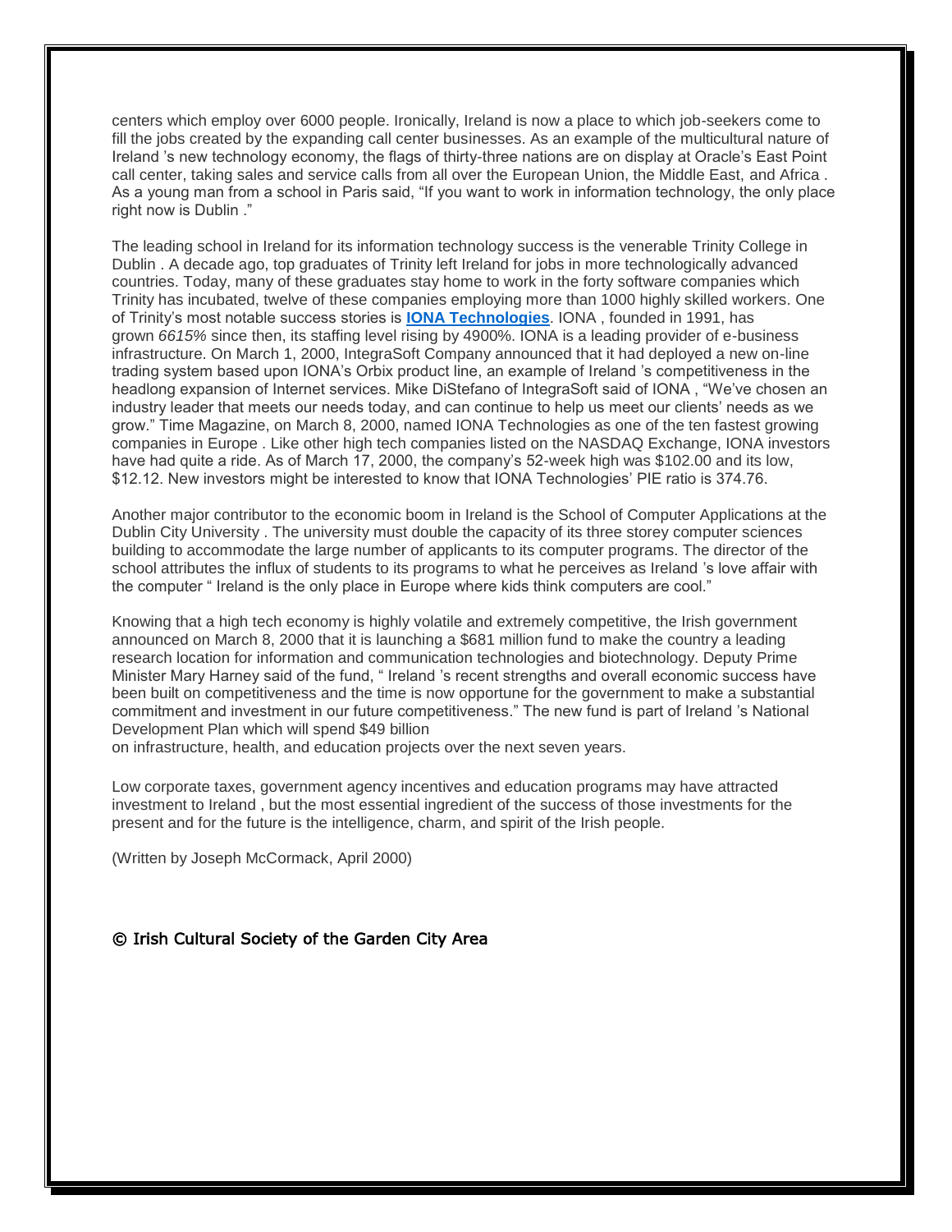centers which employ over 6000 people. Ironically, Ireland is now a place to which job-seekers come to fill the jobs created by the expanding call center businesses. As an example of the multicultural nature of Ireland 's new technology economy, the flags of thirty-three nations are on display at Oracle's East Point call center, taking sales and service calls from all over the European Union, the Middle East, and Africa . As a young man from a school in Paris said, "If you want to work in information technology, the only place right now is Dublin ."

The leading school in Ireland for its information technology success is the venerable Trinity College in Dublin . A decade ago, top graduates of Trinity left Ireland for jobs in more technologically advanced countries. Today, many of these graduates stay home to work in the forty software companies which Trinity has incubated, twelve of these companies employing more than 1000 highly skilled workers. One of Trinity's most notable success stories is **IONA Technologies**. IONA , founded in 1991, has grown *6615%* since then, its staffing level rising by 4900%. IONA is a leading provider of e-business infrastructure. On March 1, 2000, IntegraSoft Company announced that it had deployed a new on-line trading system based upon IONA's Orbix product line, an example of Ireland 's competitiveness in the headlong expansion of Internet services. Mike DiStefano of IntegraSoft said of IONA , "We've chosen an industry leader that meets our needs today, and can continue to help us meet our clients' needs as we grow." Time Magazine, on March 8, 2000, named IONA Technologies as one of the ten fastest growing companies in Europe . Like other high tech companies listed on the NASDAQ Exchange, IONA investors have had quite a ride. As of March 17, 2000, the company's 52-week high was $102.00 and its low, $12.12. New investors might be interested to know that IONA Technologies' PIE ratio is 374.76.

Another major contributor to the economic boom in Ireland is the School of Computer Applications at the Dublin City University . The university must double the capacity of its three storey computer sciences building to accommodate the large number of applicants to its computer programs. The director of the school attributes the influx of students to its programs to what he perceives as Ireland 's love affair with the computer " Ireland is the only place in Europe where kids think computers are cool."

Knowing that a high tech economy is highly volatile and extremely competitive, the Irish government announced on March 8, 2000 that it is launching a $681 million fund to make the country a leading research location for information and communication technologies and biotechnology. Deputy Prime Minister Mary Harney said of the fund, " Ireland 's recent strengths and overall economic success have been built on competitiveness and the time is now opportune for the government to make a substantial commitment and investment in our future competitiveness." The new fund is part of Ireland 's National Development Plan which will spend $49 billion
on infrastructure, health, and education projects over the next seven years.

Low corporate taxes, government agency incentives and education programs may have attracted investment to Ireland , but the most essential ingredient of the success of those investments for the present and for the future is the intelligence, charm, and spirit of the Irish people.

(Written by Joseph McCormack, April 2000)

© Irish Cultural Society of the Garden City Area